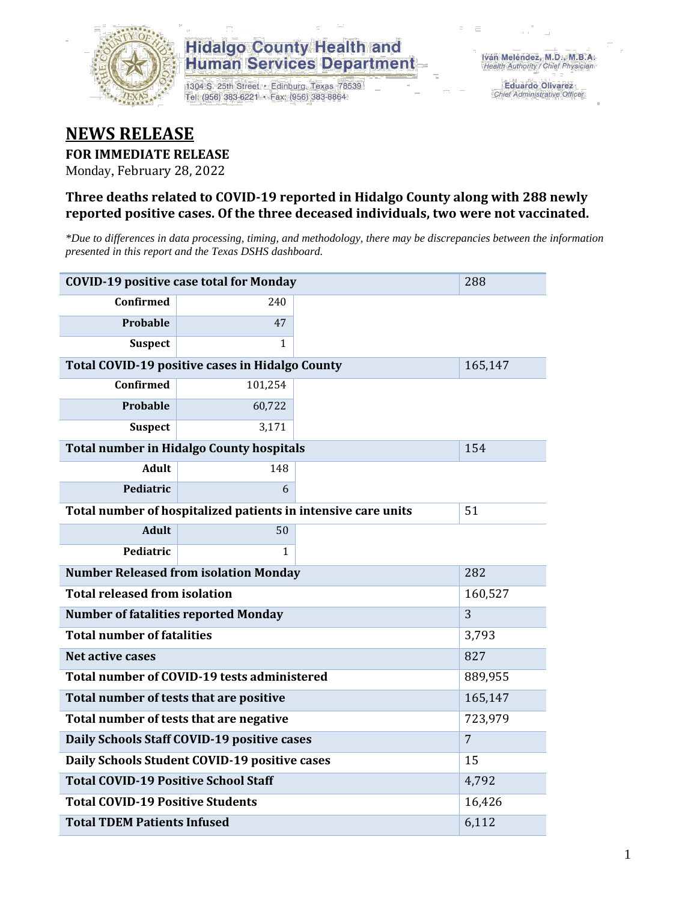Hidalgo County Health and Human Services Department

1304 S. 25th Street • Edinburg, Texas 78539
Tel: (956) 383-6221 • Fax: (956) 383-8864

Iván Meléndez, M.D., M.B.A.
Health Authority / Chief Physician

Eduardo Olivarez
Chief Administrative Officer

# NEWS RELEASE

**FOR IMMEDIATE RELEASE**

Monday, February 28, 2022

### Three deaths related to COVID-19 reported in Hidalgo County along with 288 newly reported positive cases. Of the three deceased individuals, two were not vaccinated.

*\*Due to differences in data processing, timing, and methodology, there may be discrepancies between the information presented in this report and the Texas DSHS dashboard.*

| | | |
|---|---|---|
| **COVID-19 positive case total for Monday** | | 288 |
| **Confirmed** | 240 | |
| **Probable** | 47 | |
| **Suspect** | 1 | |
| **Total COVID-19 positive cases in Hidalgo County** | | 165,147 |
| **Confirmed** | 101,254 | |
| **Probable** | 60,722 | |
| **Suspect** | 3,171 | |
| **Total number in Hidalgo County hospitals** | | 154 |
| **Adult** | 148 | |
| **Pediatric** | 6 | |
| **Total number of hospitalized patients in intensive care units** | | 51 |
| **Adult** | 50 | |
| **Pediatric** | 1 | |
| **Number Released from isolation Monday** | | 282 |
| **Total released from isolation** | | 160,527 |
| **Number of fatalities reported Monday** | | 3 |
| **Total number of fatalities** | | 3,793 |
| **Net active cases** | | 827 |
| **Total number of COVID-19 tests administered** | | 889,955 |
| **Total number of tests that are positive** | | 165,147 |
| **Total number of tests that are negative** | | 723,979 |
| **Daily Schools Staff COVID-19 positive cases** | | 7 |
| **Daily Schools Student COVID-19 positive cases** | | 15 |
| **Total COVID-19 Positive School Staff** | | 4,792 |
| **Total COVID-19 Positive Students** | | 16,426 |
| **Total TDEM Patients Infused** | | 6,112 |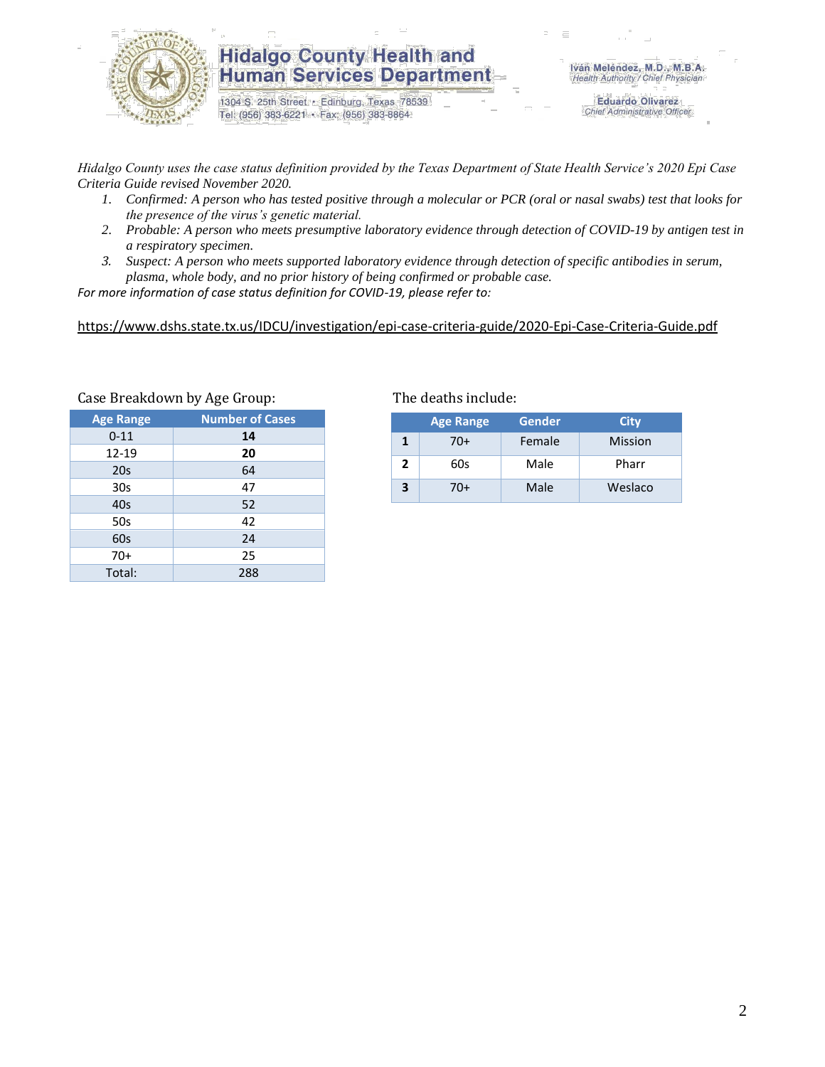Hidalgo County uses the case status definition provided by the Texas Department of State Health Service's 2020 Epi Case Criteria Guide revised November 2020.

1. Confirmed: A person who has tested positive through a molecular or PCR (oral or nasal swabs) test that looks for the presence of the virus's genetic material.
2. Probable: A person who meets presumptive laboratory evidence through detection of COVID-19 by antigen test in a respiratory specimen.
3. Suspect: A person who meets supported laboratory evidence through detection of specific antibodies in serum, plasma, whole body, and no prior history of being confirmed or probable case.

*For more information of case status definition for COVID-19, please refer to:*

https://www.dshs.state.tx.us/IDCU/investigation/epi-case-criteria-guide/2020-Epi-Case-Criteria-Guide.pdf

Case Breakdown by Age Group:

| Age Range | Number of Cases |
|---|---|
| 0-11 | **14** |
| 12-19 | **20** |
| 20s | 64 |
| 30s | 47 |
| 40s | 52 |
| 50s | 42 |
| 60s | 24 |
| 70+ | 25 |
| Total: | 288 |

The deaths include:

| | Age Range | Gender | City |
|---|---|---|---|
| **1** | 70+ | Female | Mission |
| **2** | 60s | Male | Pharr |
| **3** | 70+ | Male | Weslaco |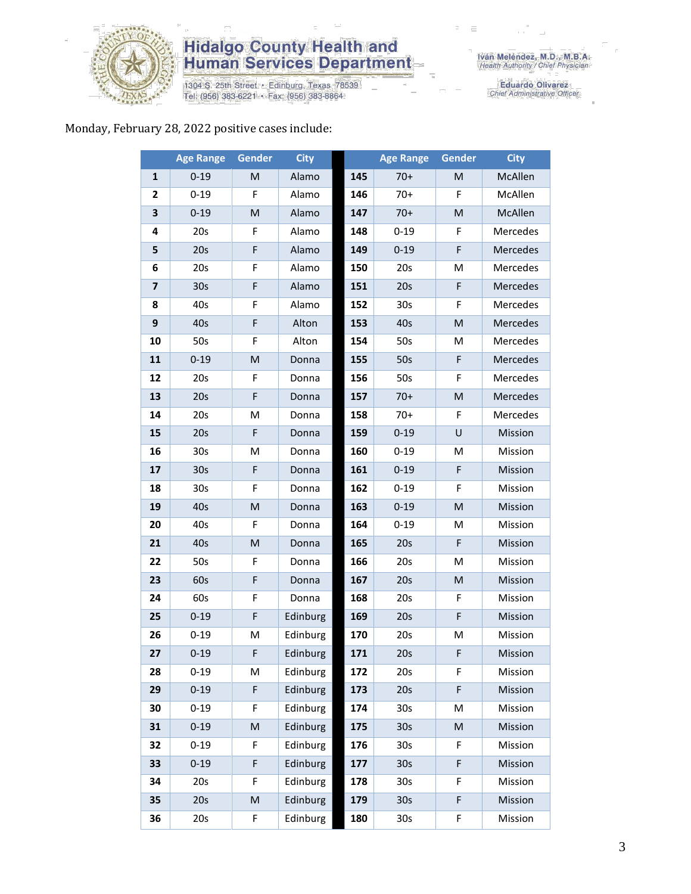Hidalgo County Health and Human Services Department

1304 S. 25th Street • Edinburg, Texas 78539
Tel: (956) 383-6221 • Fax: (956) 383-8864

Iván Meléndez, M.D., M.B.A.
Health Authority / Chief Physician

Eduardo Olivarez
Chief Administrative Officer

Monday, February 28, 2022 positive cases include:

| | Age Range | Gender | City |
|---|---|---|---|
| 1 | 0-19 | M | Alamo |
| 2 | 0-19 | F | Alamo |
| 3 | 0-19 | M | Alamo |
| 4 | 20s | F | Alamo |
| 5 | 20s | F | Alamo |
| 6 | 20s | F | Alamo |
| 7 | 30s | F | Alamo |
| 8 | 40s | F | Alamo |
| 9 | 40s | F | Alton |
| 10 | 50s | F | Alton |
| 11 | 0-19 | M | Donna |
| 12 | 20s | F | Donna |
| 13 | 20s | F | Donna |
| 14 | 20s | M | Donna |
| 15 | 20s | F | Donna |
| 16 | 30s | M | Donna |
| 17 | 30s | F | Donna |
| 18 | 30s | F | Donna |
| 19 | 40s | M | Donna |
| 20 | 40s | F | Donna |
| 21 | 40s | M | Donna |
| 22 | 50s | F | Donna |
| 23 | 60s | F | Donna |
| 24 | 60s | F | Donna |
| 25 | 0-19 | F | Edinburg |
| 26 | 0-19 | M | Edinburg |
| 27 | 0-19 | F | Edinburg |
| 28 | 0-19 | M | Edinburg |
| 29 | 0-19 | F | Edinburg |
| 30 | 0-19 | F | Edinburg |
| 31 | 0-19 | M | Edinburg |
| 32 | 0-19 | F | Edinburg |
| 33 | 0-19 | F | Edinburg |
| 34 | 20s | F | Edinburg |
| 35 | 20s | M | Edinburg |
| 36 | 20s | F | Edinburg |
| 145 | 70+ | M | McAllen |
| 146 | 70+ | F | McAllen |
| 147 | 70+ | M | McAllen |
| 148 | 0-19 | F | Mercedes |
| 149 | 0-19 | F | Mercedes |
| 150 | 20s | M | Mercedes |
| 151 | 20s | F | Mercedes |
| 152 | 30s | F | Mercedes |
| 153 | 40s | M | Mercedes |
| 154 | 50s | M | Mercedes |
| 155 | 50s | F | Mercedes |
| 156 | 50s | F | Mercedes |
| 157 | 70+ | M | Mercedes |
| 158 | 70+ | F | Mercedes |
| 159 | 0-19 | U | Mission |
| 160 | 0-19 | M | Mission |
| 161 | 0-19 | F | Mission |
| 162 | 0-19 | F | Mission |
| 163 | 0-19 | M | Mission |
| 164 | 0-19 | M | Mission |
| 165 | 20s | F | Mission |
| 166 | 20s | M | Mission |
| 167 | 20s | M | Mission |
| 168 | 20s | F | Mission |
| 169 | 20s | F | Mission |
| 170 | 20s | M | Mission |
| 171 | 20s | F | Mission |
| 172 | 20s | F | Mission |
| 173 | 20s | F | Mission |
| 174 | 30s | M | Mission |
| 175 | 30s | M | Mission |
| 176 | 30s | F | Mission |
| 177 | 30s | F | Mission |
| 178 | 30s | F | Mission |
| 179 | 30s | F | Mission |
| 180 | 30s | F | Mission |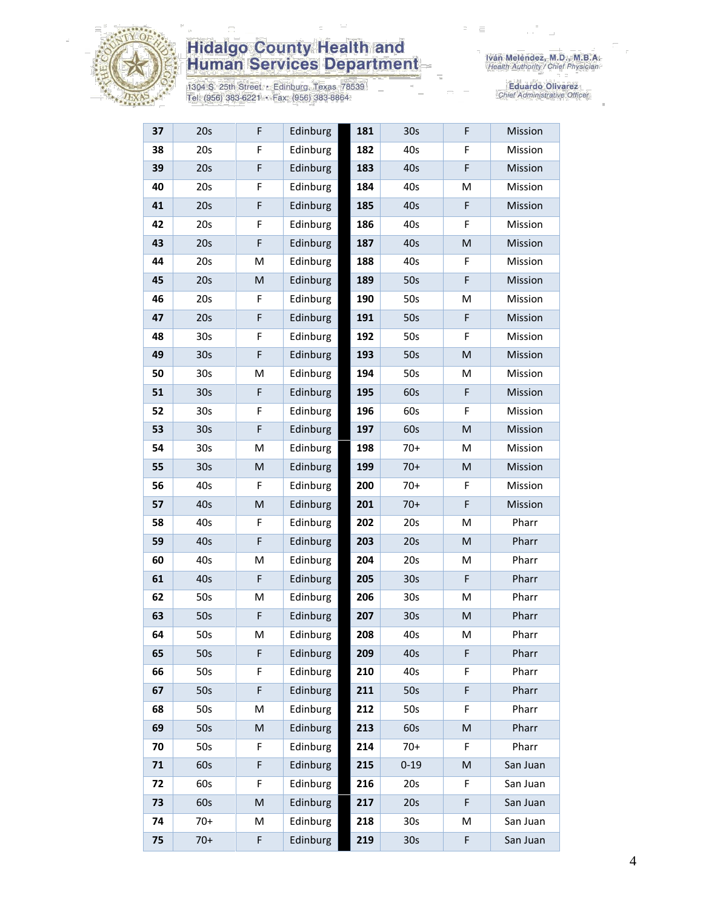| 37 | 20s | F | Edinburg | 181 | 30s | F | Mission |
|---|---|---|---|---|---|---|---|
| 38 | 20s | F | Edinburg | 182 | 40s | F | Mission |
| 39 | 20s | F | Edinburg | 183 | 40s | F | Mission |
| 40 | 20s | F | Edinburg | 184 | 40s | M | Mission |
| 41 | 20s | F | Edinburg | 185 | 40s | F | Mission |
| 42 | 20s | F | Edinburg | 186 | 40s | F | Mission |
| 43 | 20s | F | Edinburg | 187 | 40s | M | Mission |
| 44 | 20s | M | Edinburg | 188 | 40s | F | Mission |
| 45 | 20s | M | Edinburg | 189 | 50s | F | Mission |
| 46 | 20s | F | Edinburg | 190 | 50s | M | Mission |
| 47 | 20s | F | Edinburg | 191 | 50s | F | Mission |
| 48 | 30s | F | Edinburg | 192 | 50s | F | Mission |
| 49 | 30s | F | Edinburg | 193 | 50s | M | Mission |
| 50 | 30s | M | Edinburg | 194 | 50s | M | Mission |
| 51 | 30s | F | Edinburg | 195 | 60s | F | Mission |
| 52 | 30s | F | Edinburg | 196 | 60s | F | Mission |
| 53 | 30s | F | Edinburg | 197 | 60s | M | Mission |
| 54 | 30s | M | Edinburg | 198 | 70+ | M | Mission |
| 55 | 30s | M | Edinburg | 199 | 70+ | M | Mission |
| 56 | 40s | F | Edinburg | 200 | 70+ | F | Mission |
| 57 | 40s | M | Edinburg | 201 | 70+ | F | Mission |
| 58 | 40s | F | Edinburg | 202 | 20s | M | Pharr |
| 59 | 40s | F | Edinburg | 203 | 20s | M | Pharr |
| 60 | 40s | M | Edinburg | 204 | 20s | M | Pharr |
| 61 | 40s | F | Edinburg | 205 | 30s | F | Pharr |
| 62 | 50s | M | Edinburg | 206 | 30s | M | Pharr |
| 63 | 50s | F | Edinburg | 207 | 30s | M | Pharr |
| 64 | 50s | M | Edinburg | 208 | 40s | M | Pharr |
| 65 | 50s | F | Edinburg | 209 | 40s | F | Pharr |
| 66 | 50s | F | Edinburg | 210 | 40s | F | Pharr |
| 67 | 50s | F | Edinburg | 211 | 50s | F | Pharr |
| 68 | 50s | M | Edinburg | 212 | 50s | F | Pharr |
| 69 | 50s | M | Edinburg | 213 | 60s | M | Pharr |
| 70 | 50s | F | Edinburg | 214 | 70+ | F | Pharr |
| 71 | 60s | F | Edinburg | 215 | 0-19 | M | San Juan |
| 72 | 60s | F | Edinburg | 216 | 20s | F | San Juan |
| 73 | 60s | M | Edinburg | 217 | 20s | F | San Juan |
| 74 | 70+ | M | Edinburg | 218 | 30s | M | San Juan |
| 75 | 70+ | F | Edinburg | 219 | 30s | F | San Juan |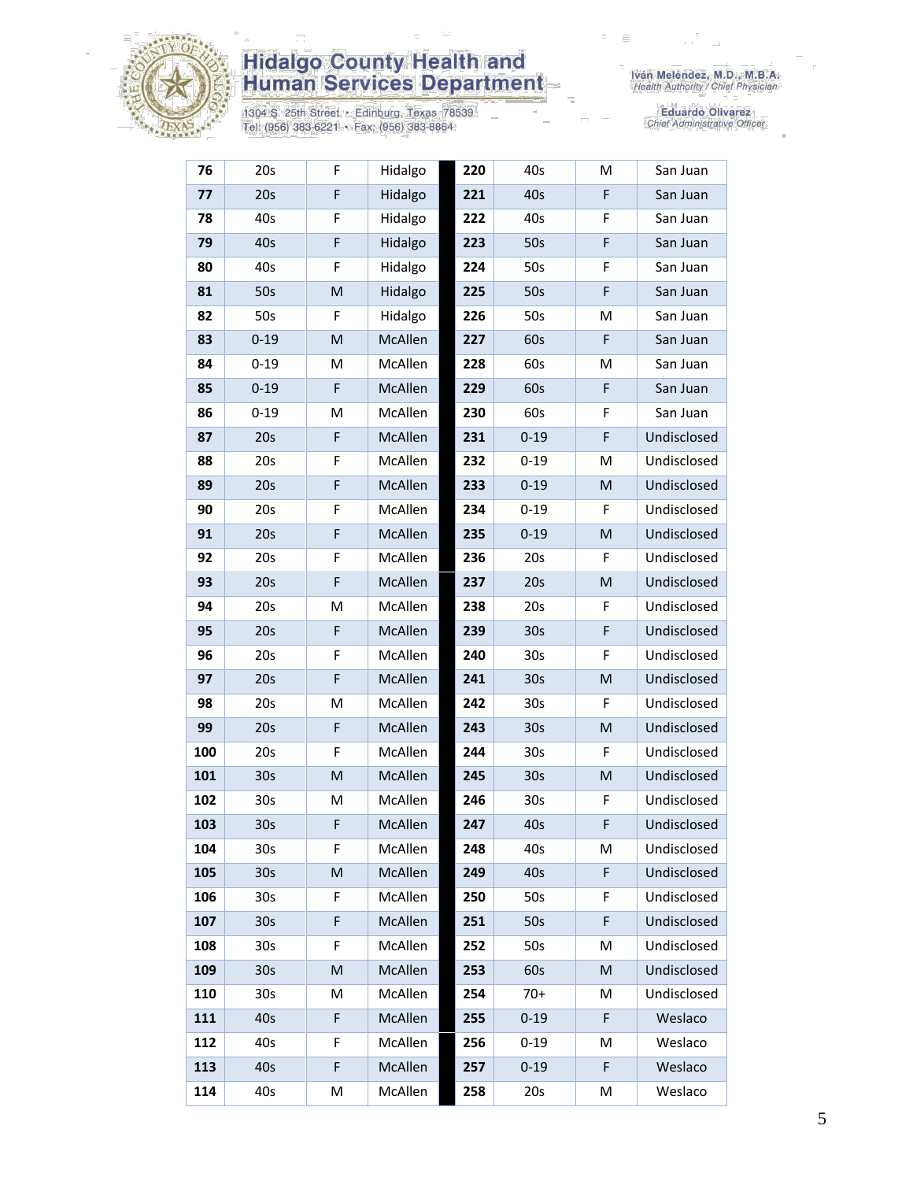| | | | | | | | |
|---|---|---|---|---|---|---|---|
| **76** | 20s | F | Hidalgo | **220** | 40s | M | San Juan |
| **77** | 20s | F | Hidalgo | **221** | 40s | F | San Juan |
| **78** | 40s | F | Hidalgo | **222** | 40s | F | San Juan |
| **79** | 40s | F | Hidalgo | **223** | 50s | F | San Juan |
| **80** | 40s | F | Hidalgo | **224** | 50s | F | San Juan |
| **81** | 50s | M | Hidalgo | **225** | 50s | F | San Juan |
| **82** | 50s | F | Hidalgo | **226** | 50s | M | San Juan |
| **83** | 0-19 | M | McAllen | **227** | 60s | F | San Juan |
| **84** | 0-19 | M | McAllen | **228** | 60s | M | San Juan |
| **85** | 0-19 | F | McAllen | **229** | 60s | F | San Juan |
| **86** | 0-19 | M | McAllen | **230** | 60s | F | San Juan |
| **87** | 20s | F | McAllen | **231** | 0-19 | F | Undisclosed |
| **88** | 20s | F | McAllen | **232** | 0-19 | M | Undisclosed |
| **89** | 20s | F | McAllen | **233** | 0-19 | M | Undisclosed |
| **90** | 20s | F | McAllen | **234** | 0-19 | F | Undisclosed |
| **91** | 20s | F | McAllen | **235** | 0-19 | M | Undisclosed |
| **92** | 20s | F | McAllen | **236** | 20s | F | Undisclosed |
| **93** | 20s | F | McAllen | **237** | 20s | M | Undisclosed |
| **94** | 20s | M | McAllen | **238** | 20s | F | Undisclosed |
| **95** | 20s | F | McAllen | **239** | 30s | F | Undisclosed |
| **96** | 20s | F | McAllen | **240** | 30s | F | Undisclosed |
| **97** | 20s | F | McAllen | **241** | 30s | M | Undisclosed |
| **98** | 20s | M | McAllen | **242** | 30s | F | Undisclosed |
| **99** | 20s | F | McAllen | **243** | 30s | M | Undisclosed |
| **100** | 20s | F | McAllen | **244** | 30s | F | Undisclosed |
| **101** | 30s | M | McAllen | **245** | 30s | M | Undisclosed |
| **102** | 30s | M | McAllen | **246** | 30s | F | Undisclosed |
| **103** | 30s | F | McAllen | **247** | 40s | F | Undisclosed |
| **104** | 30s | F | McAllen | **248** | 40s | M | Undisclosed |
| **105** | 30s | M | McAllen | **249** | 40s | F | Undisclosed |
| **106** | 30s | F | McAllen | **250** | 50s | F | Undisclosed |
| **107** | 30s | F | McAllen | **251** | 50s | F | Undisclosed |
| **108** | 30s | F | McAllen | **252** | 50s | M | Undisclosed |
| **109** | 30s | M | McAllen | **253** | 60s | M | Undisclosed |
| **110** | 30s | M | McAllen | **254** | 70+ | M | Undisclosed |
| **111** | 40s | F | McAllen | **255** | 0-19 | F | Weslaco |
| **112** | 40s | F | McAllen | **256** | 0-19 | M | Weslaco |
| **113** | 40s | F | McAllen | **257** | 0-19 | F | Weslaco |
| **114** | 40s | M | McAllen | **258** | 20s | M | Weslaco |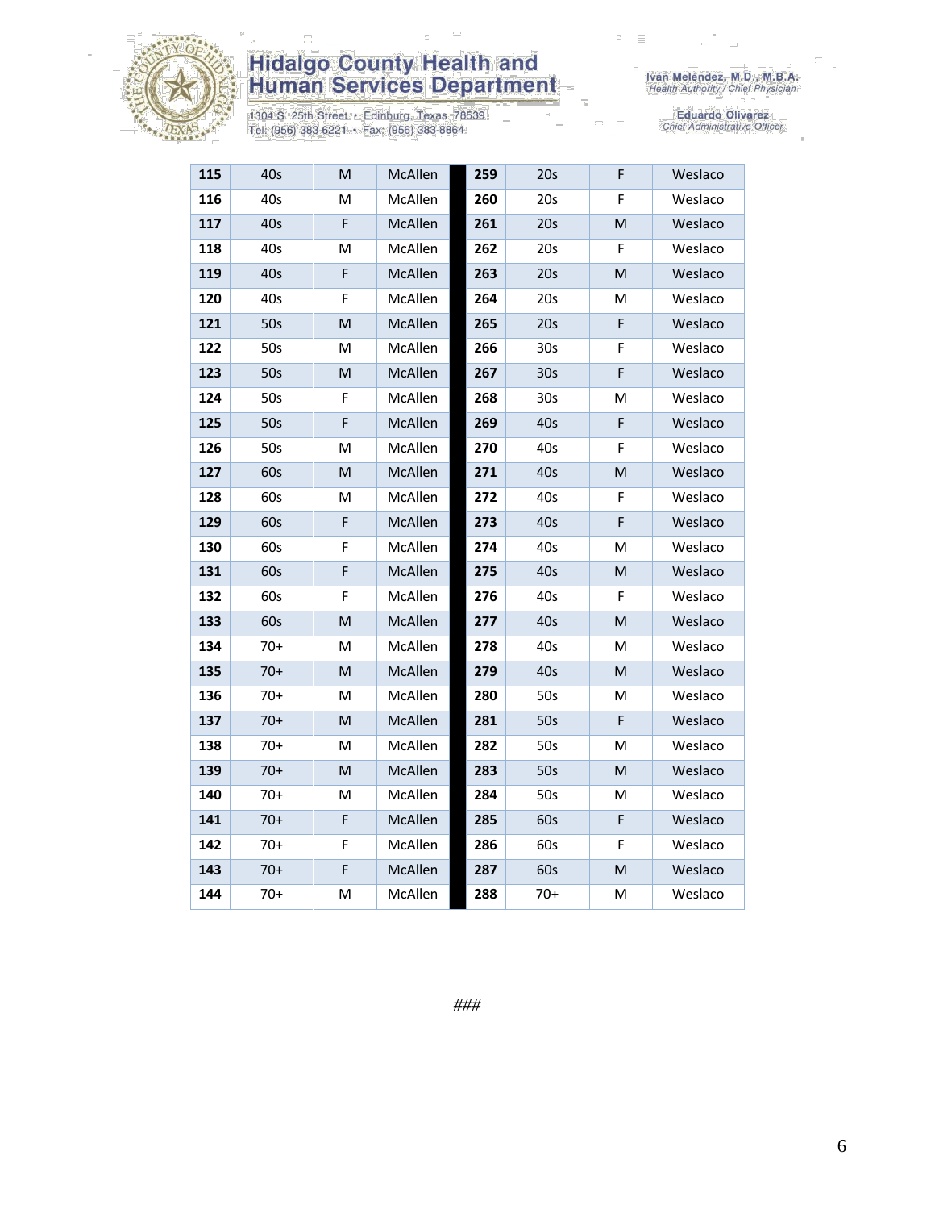| | | | | | | | | |
|---|---|---|---|---|---|---|---|---|
| 115 | 40s | M | McAllen | | 259 | 20s | F | Weslaco |
| 116 | 40s | M | McAllen | | 260 | 20s | F | Weslaco |
| 117 | 40s | F | McAllen | | 261 | 20s | M | Weslaco |
| 118 | 40s | M | McAllen | | 262 | 20s | F | Weslaco |
| 119 | 40s | F | McAllen | | 263 | 20s | M | Weslaco |
| 120 | 40s | F | McAllen | | 264 | 20s | M | Weslaco |
| 121 | 50s | M | McAllen | | 265 | 20s | F | Weslaco |
| 122 | 50s | M | McAllen | | 266 | 30s | F | Weslaco |
| 123 | 50s | M | McAllen | | 267 | 30s | F | Weslaco |
| 124 | 50s | F | McAllen | | 268 | 30s | M | Weslaco |
| 125 | 50s | F | McAllen | | 269 | 40s | F | Weslaco |
| 126 | 50s | M | McAllen | | 270 | 40s | F | Weslaco |
| 127 | 60s | M | McAllen | | 271 | 40s | M | Weslaco |
| 128 | 60s | M | McAllen | | 272 | 40s | F | Weslaco |
| 129 | 60s | F | McAllen | | 273 | 40s | F | Weslaco |
| 130 | 60s | F | McAllen | | 274 | 40s | M | Weslaco |
| 131 | 60s | F | McAllen | | 275 | 40s | M | Weslaco |
| 132 | 60s | F | McAllen | | 276 | 40s | F | Weslaco |
| 133 | 60s | M | McAllen | | 277 | 40s | M | Weslaco |
| 134 | 70+ | M | McAllen | | 278 | 40s | M | Weslaco |
| 135 | 70+ | M | McAllen | | 279 | 40s | M | Weslaco |
| 136 | 70+ | M | McAllen | | 280 | 50s | M | Weslaco |
| 137 | 70+ | M | McAllen | | 281 | 50s | F | Weslaco |
| 138 | 70+ | M | McAllen | | 282 | 50s | M | Weslaco |
| 139 | 70+ | M | McAllen | | 283 | 50s | M | Weslaco |
| 140 | 70+ | M | McAllen | | 284 | 50s | M | Weslaco |
| 141 | 70+ | F | McAllen | | 285 | 60s | F | Weslaco |
| 142 | 70+ | F | McAllen | | 286 | 60s | F | Weslaco |
| 143 | 70+ | F | McAllen | | 287 | 60s | M | Weslaco |
| 144 | 70+ | M | McAllen | | 288 | 70+ | M | Weslaco |

###